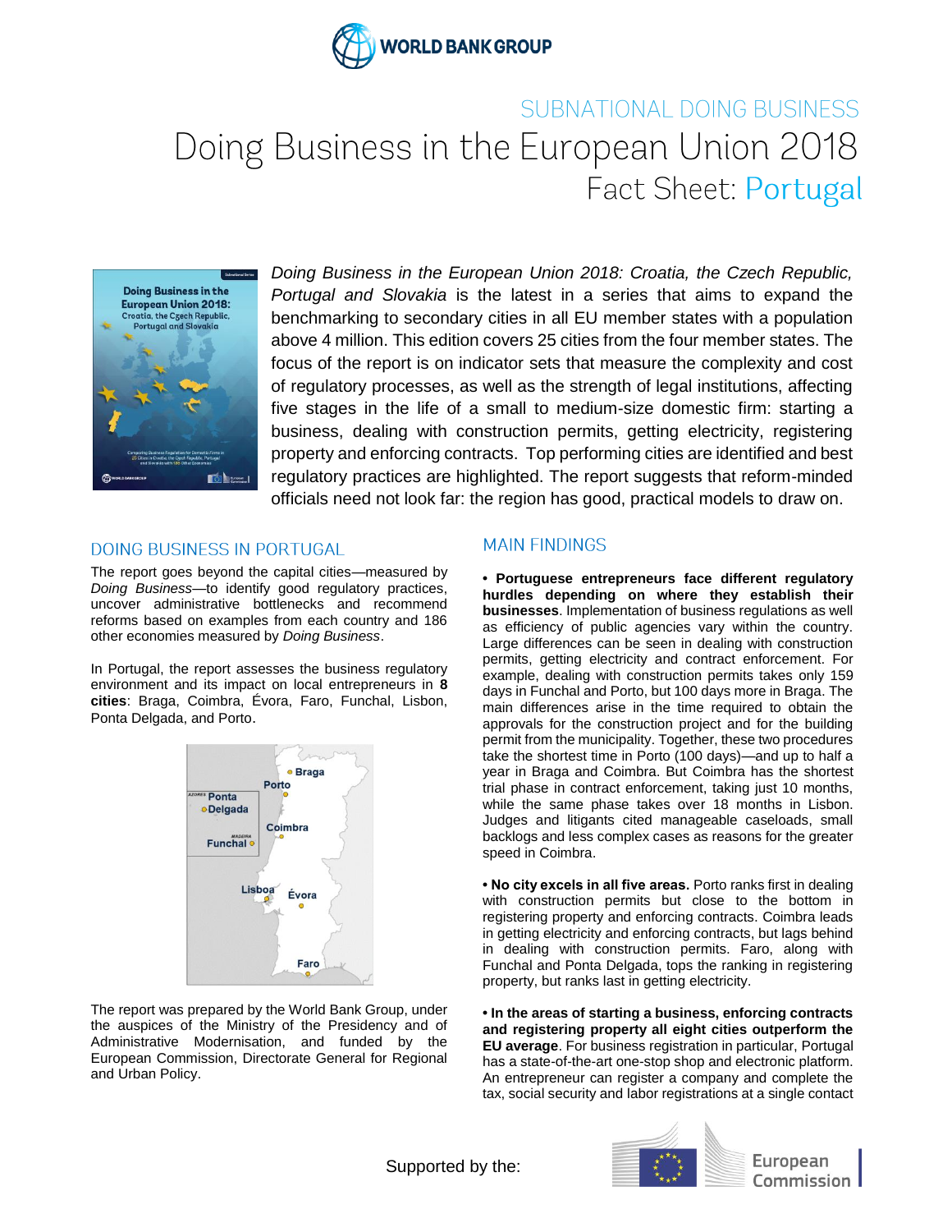WORLD BANK GROUP

SUBNATIONAL DOING BUSINESS

# Doing Business in the European Union 2018

## Fact Sheet: Portugal

*Doing Business in the European Union 2018: Croatia, the Czech Republic, Portugal and Slovakia* is the latest in a series that aims to expand the benchmarking to secondary cities in all EU member states with a population above 4 million. This edition covers 25 cities from the four member states. The focus of the report is on indicator sets that measure the complexity and cost of regulatory processes, as well as the strength of legal institutions, affecting five stages in the life of a small to medium-size domestic firm: starting a business, dealing with construction permits, getting electricity, registering property and enforcing contracts. Top performing cities are identified and best regulatory practices are highlighted. The report suggests that reform-minded officials need not look far: the region has good, practical models to draw on.

## DOING BUSINESS IN PORTUGAL

The report goes beyond the capital cities—measured by *Doing Business*—to identify good regulatory practices, uncover administrative bottlenecks and recommend reforms based on examples from each country and 186 other economies measured by *Doing Business*.

In Portugal, the report assesses the business regulatory environment and its impact on local entrepreneurs in **8 cities**: Braga, Coimbra, Évora, Faro, Funchal, Lisbon, Ponta Delgada, and Porto.

The report was prepared by the World Bank Group, under the auspices of the Ministry of the Presidency and of Administrative Modernisation, and funded by the European Commission, Directorate General for Regional and Urban Policy.

## MAIN FINDINGS

- **Portuguese entrepreneurs face different regulatory hurdles depending on where they establish their businesses**. Implementation of business regulations as well as efficiency of public agencies vary within the country. Large differences can be seen in dealing with construction permits, getting electricity and contract enforcement. For example, dealing with construction permits takes only 159 days in Funchal and Porto, but 100 days more in Braga. The main differences arise in the time required to obtain the approvals for the construction project and for the building permit from the municipality. Together, these two procedures take the shortest time in Porto (100 days)—and up to half a year in Braga and Coimbra. But Coimbra has the shortest trial phase in contract enforcement, taking just 10 months, while the same phase takes over 18 months in Lisbon. Judges and litigants cited manageable caseloads, small backlogs and less complex cases as reasons for the greater speed in Coimbra.

- **No city excels in all five areas.** Porto ranks first in dealing with construction permits but close to the bottom in registering property and enforcing contracts. Coimbra leads in getting electricity and enforcing contracts, but lags behind in dealing with construction permits. Faro, along with Funchal and Ponta Delgada, tops the ranking in registering property, but ranks last in getting electricity.

- **In the areas of starting a business, enforcing contracts and registering property all eight cities outperform the EU average**. For business registration in particular, Portugal has a state-of-the-art one-stop shop and electronic platform. An entrepreneur can register a company and complete the tax, social security and labor registrations at a single contact

Supported by the: European Commission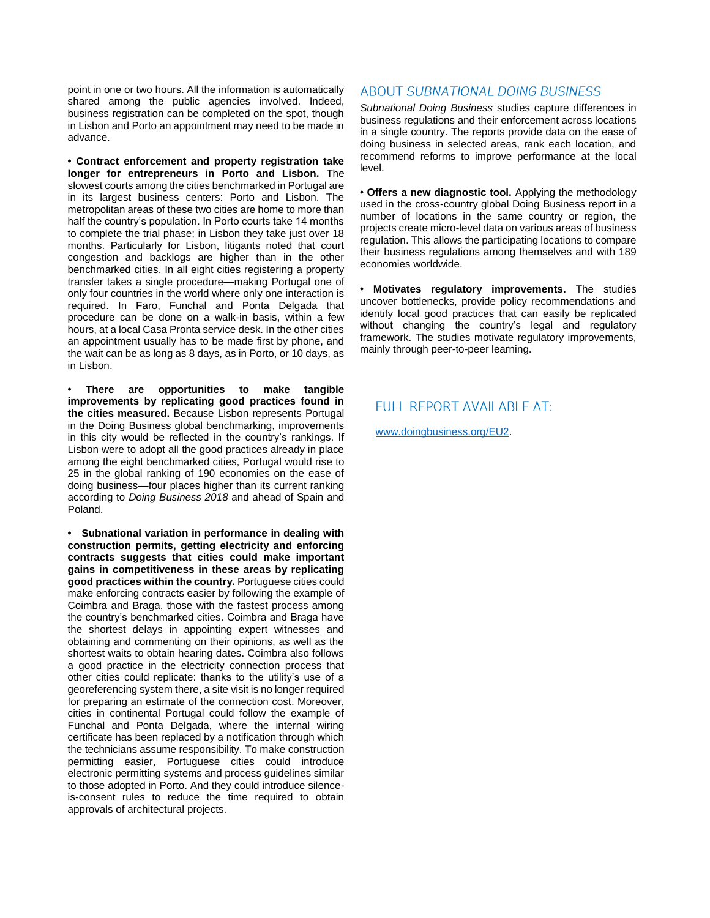point in one or two hours. All the information is automatically shared among the public agencies involved. Indeed, business registration can be completed on the spot, though in Lisbon and Porto an appointment may need to be made in advance.

- **Contract enforcement and property registration take longer for entrepreneurs in Porto and Lisbon.** The slowest courts among the cities benchmarked in Portugal are in its largest business centers: Porto and Lisbon. The metropolitan areas of these two cities are home to more than half the country's population. In Porto courts take 14 months to complete the trial phase; in Lisbon they take just over 18 months. Particularly for Lisbon, litigants noted that court congestion and backlogs are higher than in the other benchmarked cities. In all eight cities registering a property transfer takes a single procedure—making Portugal one of only four countries in the world where only one interaction is required. In Faro, Funchal and Ponta Delgada that procedure can be done on a walk-in basis, within a few hours, at a local Casa Pronta service desk. In the other cities an appointment usually has to be made first by phone, and the wait can be as long as 8 days, as in Porto, or 10 days, as in Lisbon.

- **There are opportunities to make tangible improvements by replicating good practices found in the cities measured.** Because Lisbon represents Portugal in the Doing Business global benchmarking, improvements in this city would be reflected in the country's rankings. If Lisbon were to adopt all the good practices already in place among the eight benchmarked cities, Portugal would rise to 25 in the global ranking of 190 economies on the ease of doing business—four places higher than its current ranking according to *Doing Business 2018* and ahead of Spain and Poland.

- **Subnational variation in performance in dealing with construction permits, getting electricity and enforcing contracts suggests that cities could make important gains in competitiveness in these areas by replicating good practices within the country.** Portuguese cities could make enforcing contracts easier by following the example of Coimbra and Braga, those with the fastest process among the country's benchmarked cities. Coimbra and Braga have the shortest delays in appointing expert witnesses and obtaining and commenting on their opinions, as well as the shortest waits to obtain hearing dates. Coimbra also follows a good practice in the electricity connection process that other cities could replicate: thanks to the utility's use of a georeferencing system there, a site visit is no longer required for preparing an estimate of the connection cost. Moreover, cities in continental Portugal could follow the example of Funchal and Ponta Delgada, where the internal wiring certificate has been replaced by a notification through which the technicians assume responsibility. To make construction permitting easier, Portuguese cities could introduce electronic permitting systems and process guidelines similar to those adopted in Porto. And they could introduce silence-is-consent rules to reduce the time required to obtain approvals of architectural projects.

## ABOUT *SUBNATIONAL DOING BUSINESS*

*Subnational Doing Business* studies capture differences in business regulations and their enforcement across locations in a single country. The reports provide data on the ease of doing business in selected areas, rank each location, and recommend reforms to improve performance at the local level.

- **Offers a new diagnostic tool.** Applying the methodology used in the cross-country global Doing Business report in a number of locations in the same country or region, the projects create micro-level data on various areas of business regulation. This allows the participating locations to compare their business regulations among themselves and with 189 economies worldwide.

- **Motivates regulatory improvements.** The studies uncover bottlenecks, provide policy recommendations and identify local good practices that can easily be replicated without changing the country's legal and regulatory framework. The studies motivate regulatory improvements, mainly through peer-to-peer learning.

## FULL REPORT AVAILABLE AT:

www.doingbusiness.org/EU2.